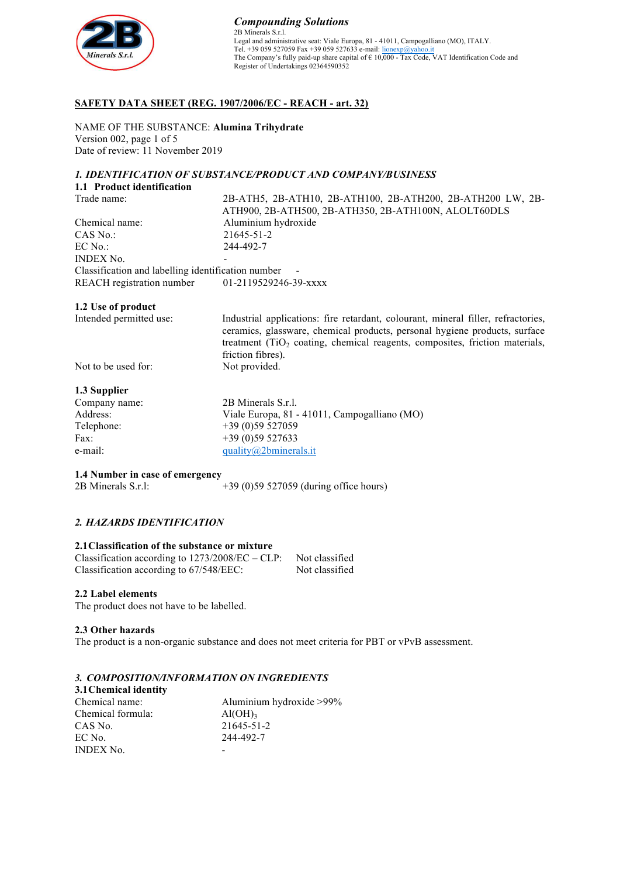**Compounding Solutions**
2B Minerals S.r.l.
Legal and administrative seat: Viale Europa, 81 - 41011, Campogalliano (MO), ITALY.
Tel. +39 059 527059 Fax +39 059 527633 e-mail: lionexp@yahoo.it
The Company's fully paid-up share capital of € 10,000 - Tax Code, VAT Identification Code and Register of Undertakings 02364590352

# SAFETY DATA SHEET (REG. 1907/2006/EC - REACH - art. 32)

NAME OF THE SUBSTANCE: **Alumina Trihydrate**
Version 002, page 1 of 5
Date of review: 11 November 2019

## *1. IDENTIFICATION OF SUBSTANCE/PRODUCT AND COMPANY/BUSINESS*

### 1.1 Product identification

| | |
|---|---|
| Trade name: | 2B-ATH5, 2B-ATH10, 2B-ATH100, 2B-ATH200, 2B-ATH200 LW, 2B-ATH900, 2B-ATH500, 2B-ATH350, 2B-ATH100N, ALOLT60DLS |
| Chemical name: | Aluminium hydroxide |
| CAS No.: | 21645-51-2 |
| EC No.: | 244-492-7 |
| INDEX No. | - |
| Classification and labelling identification number | - |
| REACH registration number | 01-2119529246-39-xxxx |

### 1.2 Use of product

| | |
|---|---|
| Intended permitted use: | Industrial applications: fire retardant, colourant, mineral filler, refractories, ceramics, glassware, chemical products, personal hygiene products, surface treatment ($TiO_2$ coating, chemical reagents, composites, friction materials, friction fibres). |
| Not to be used for: | Not provided. |

### 1.3 Supplier

| | |
|---|---|
| Company name: | 2B Minerals S.r.l. |
| Address: | Viale Europa, 81 - 41011, Campogalliano (MO) |
| Telephone: | +39 (0)59 527059 |
| Fax: | +39 (0)59 527633 |
| e-mail: | quality@2bminerals.it |

### 1.4 Number in case of emergency

2B Minerals S.r.l: +39 (0)59 527059 (during office hours)

## *2. HAZARDS IDENTIFICATION*

### 2.1 Classification of the substance or mixture

| | |
|---|---|
| Classification according to 1273/2008/EC – CLP: | Not classified |
| Classification according to 67/548/EEC: | Not classified |

### 2.2 Label elements

The product does not have to be labelled.

### 2.3 Other hazards

The product is a non-organic substance and does not meet criteria for PBT or vPvB assessment.

## *3. COMPOSITION/INFORMATION ON INGREDIENTS*

### 3.1 Chemical identity

| | |
|---|---|
| Chemical name: | Aluminium hydroxide >99% |
| Chemical formula: | $Al(OH)_3$ |
| CAS No. | 21645-51-2 |
| EC No. | 244-492-7 |
| INDEX No. | - |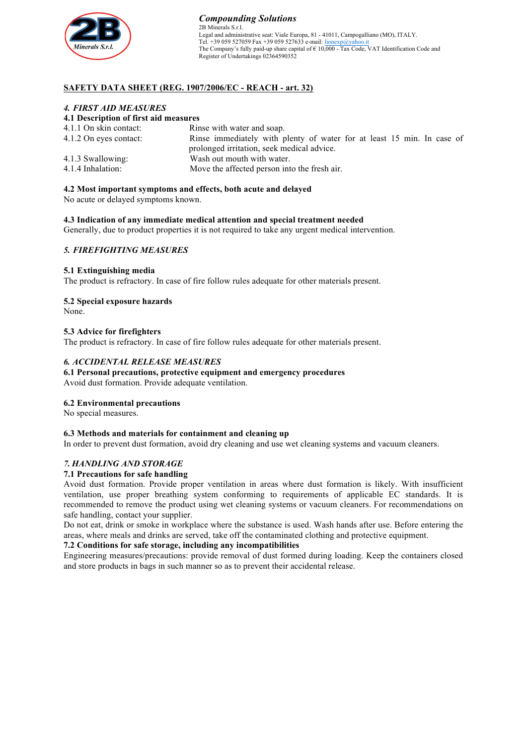**Compounding Solutions**
2B Minerals S.r.l.
Legal and administrative seat: Viale Europa, 81 - 41011, Campogalliano (MO), ITALY.
Tel. +39 059 527059 Fax +39 059 527633 e-mail: lionexp@yahoo.it
The Company's fully paid-up share capital of € 10,000 - Tax Code, VAT Identification Code and Register of Undertakings 02364590352

## SAFETY DATA SHEET (REG. 1907/2006/EC - REACH - art. 32)

### *4. FIRST AID MEASURES*

**4.1 Description of first aid measures**

| | |
|---|---|
| 4.1.1 On skin contact: | Rinse with water and soap. |
| 4.1.2 On eyes contact: | Rinse immediately with plenty of water for at least 15 min. In case of prolonged irritation, seek medical advice. |
| 4.1.3 Swallowing: | Wash out mouth with water. |
| 4.1.4 Inhalation: | Move the affected person into the fresh air. |

**4.2 Most important symptoms and effects, both acute and delayed**
No acute or delayed symptoms known.

**4.3 Indication of any immediate medical attention and special treatment needed**
Generally, due to product properties it is not required to take any urgent medical intervention.

### *5. FIREFIGHTING MEASURES*

**5.1 Extinguishing media**
The product is refractory. In case of fire follow rules adequate for other materials present.

**5.2 Special exposure hazards**
None.

**5.3 Advice for firefighters**
The product is refractory. In case of fire follow rules adequate for other materials present.

### *6. ACCIDENTAL RELEASE MEASURES*

**6.1 Personal precautions, protective equipment and emergency procedures**
Avoid dust formation. Provide adequate ventilation.

**6.2 Environmental precautions**
No special measures.

**6.3 Methods and materials for containment and cleaning up**
In order to prevent dust formation, avoid dry cleaning and use wet cleaning systems and vacuum cleaners.

### *7. HANDLING AND STORAGE*

**7.1 Precautions for safe handling**
Avoid dust formation. Provide proper ventilation in areas where dust formation is likely. With insufficient ventilation, use proper breathing system conforming to requirements of applicable EC standards. It is recommended to remove the product using wet cleaning systems or vacuum cleaners. For recommendations on safe handling, contact your supplier.
Do not eat, drink or smoke in workplace where the substance is used. Wash hands after use. Before entering the areas, where meals and drinks are served, take off the contaminated clothing and protective equipment.

**7.2 Conditions for safe storage, including any incompatibilities**
Engineering measures/precautions: provide removal of dust formed during loading. Keep the containers closed and store products in bags in such manner so as to prevent their accidental release.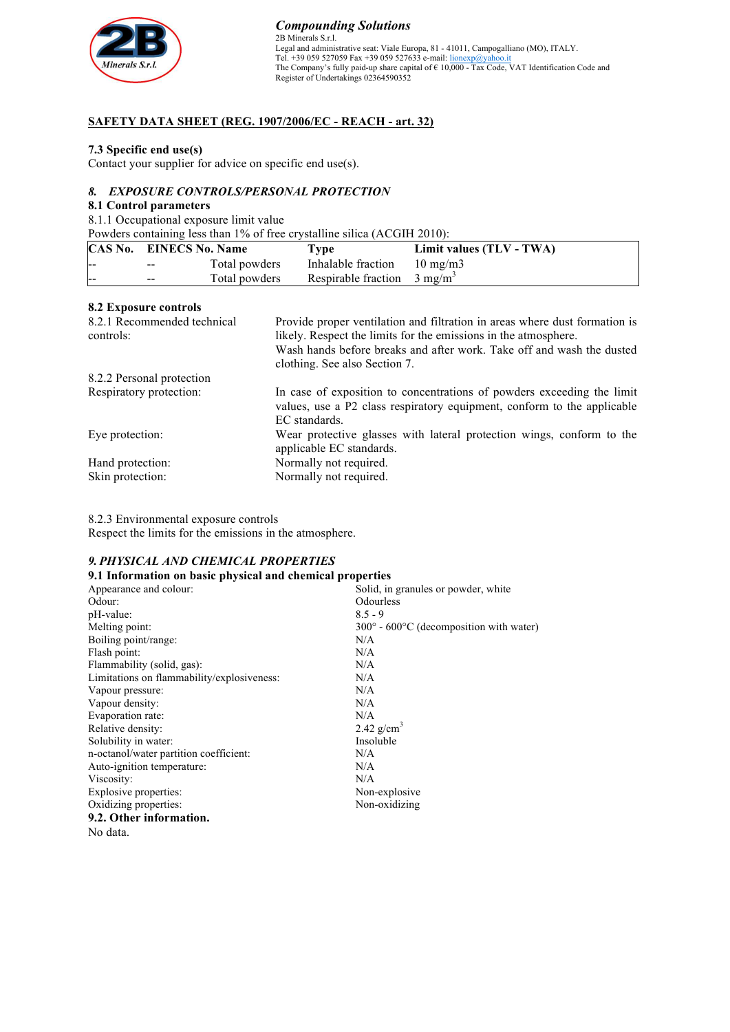**Compounding Solutions**
2B Minerals S.r.l.
Legal and administrative seat: Viale Europa, 81 - 41011, Campogalliano (MO), ITALY.
Tel. +39 059 527059 Fax +39 059 527633 e-mail: lionexp@yahoo.it
The Company's fully paid-up share capital of € 10,000 - Tax Code, VAT Identification Code and Register of Undertakings 02364590352

## SAFETY DATA SHEET (REG. 1907/2006/EC - REACH - art. 32)

**7.3 Specific end use(s)**
Contact your supplier for advice on specific end use(s).

## *8. EXPOSURE CONTROLS/PERSONAL PROTECTION*

**8.1 Control parameters**

8.1.1 Occupational exposure limit value

Powders containing less than 1% of free crystalline silica (ACGIH 2010):

| CAS No. | EINECS No. | Name | Type | Limit values (TLV - TWA) |
|---|---|---|---|---|
| -- | -- | Total powders | Inhalable fraction | 10 mg/m3 |
| -- | -- | Total powders | Respirable fraction | 3 mg/$m^3$ |

**8.2 Exposure controls**

| | |
|---|---|
| 8.2.1 Recommended technical controls: | Provide proper ventilation and filtration in areas where dust formation is likely. Respect the limits for the emissions in the atmosphere. Wash hands before breaks and after work. Take off and wash the dusted clothing. See also Section 7. |
| 8.2.2 Personal protection | |
| Respiratory protection: | In case of exposition to concentrations of powders exceeding the limit values, use a P2 class respiratory equipment, conform to the applicable EC standards. |
| Eye protection: | Wear protective glasses with lateral protection wings, conform to the applicable EC standards. |
| Hand protection: | Normally not required. |
| Skin protection: | Normally not required. |

8.2.3 Environmental exposure controls
Respect the limits for the emissions in the atmosphere.

## *9. PHYSICAL AND CHEMICAL PROPERTIES*

**9.1 Information on basic physical and chemical properties**

| | |
|---|---|
| Appearance and colour: | Solid, in granules or powder, white |
| Odour: | Odourless |
| pH-value: | 8.5 - 9 |
| Melting point: | 300° - 600°C (decomposition with water) |
| Boiling point/range: | N/A |
| Flash point: | N/A |
| Flammability (solid, gas): | N/A |
| Limitations on flammability/explosiveness: | N/A |
| Vapour pressure: | N/A |
| Vapour density: | N/A |
| Evaporation rate: | N/A |
| Relative density: | 2.42 g/$cm^3$ |
| Solubility in water: | Insoluble |
| n-octanol/water partition coefficient: | N/A |
| Auto-ignition temperature: | N/A |
| Viscosity: | N/A |
| Explosive properties: | Non-explosive |
| Oxidizing properties: | Non-oxidizing |

**9.2. Other information.**
No data.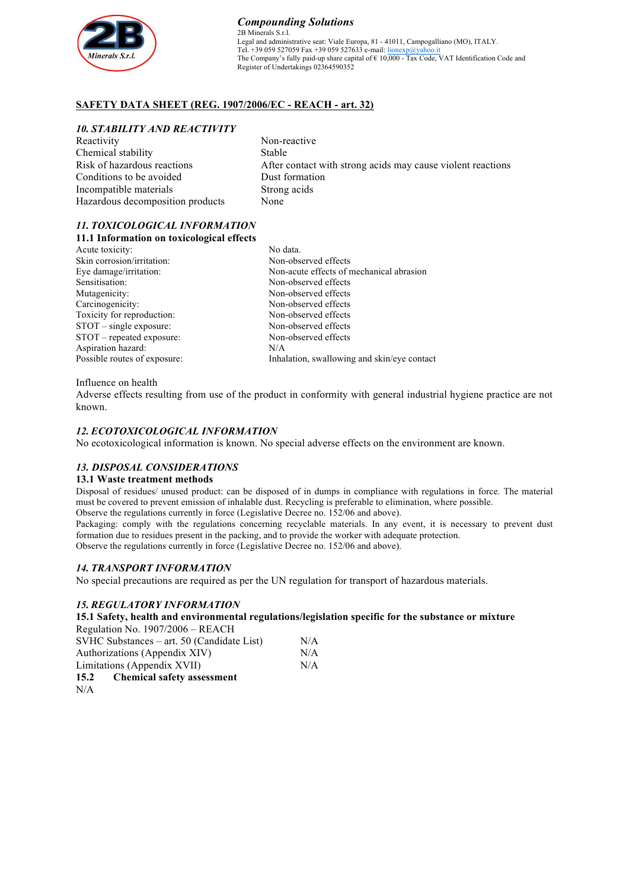**Compounding Solutions**
2B Minerals S.r.l.
Legal and administrative seat: Viale Europa, 81 - 41011, Campogalliano (MO), ITALY.
Tel. +39 059 527059 Fax +39 059 527633 e-mail: lionexp@yahoo.it
The Company's fully paid-up share capital of € 10,000 - Tax Code, VAT Identification Code and Register of Undertakings 02364590352

## SAFETY DATA SHEET (REG. 1907/2006/EC - REACH - art. 32)

### *10. STABILITY AND REACTIVITY*

| | |
|---|---|
| Reactivity | Non-reactive |
| Chemical stability | Stable |
| Risk of hazardous reactions | After contact with strong acids may cause violent reactions |
| Conditions to be avoided | Dust formation |
| Incompatible materials | Strong acids |
| Hazardous decomposition products | None |

### *11. TOXICOLOGICAL INFORMATION*

**11.1 Information on toxicological effects**

| | |
|---|---|
| Acute toxicity: | No data. |
| Skin corrosion/irritation: | Non-observed effects |
| Eye damage/irritation: | Non-acute effects of mechanical abrasion |
| Sensitisation: | Non-observed effects |
| Mutagenicity: | Non-observed effects |
| Carcinogenicity: | Non-observed effects |
| Toxicity for reproduction: | Non-observed effects |
| STOT – single exposure: | Non-observed effects |
| STOT – repeated exposure: | Non-observed effects |
| Aspiration hazard: | N/A |
| Possible routes of exposure: | Inhalation, swallowing and skin/eye contact |

Influence on health
Adverse effects resulting from use of the product in conformity with general industrial hygiene practice are not known.

### *12. ECOTOXICOLOGICAL INFORMATION*

No ecotoxicological information is known. No special adverse effects on the environment are known.

### *13. DISPOSAL CONSIDERATIONS*

**13.1 Waste treatment methods**

Disposal of residues/ unused product: can be disposed of in dumps in compliance with regulations in force. The material must be covered to prevent emission of inhalable dust. Recycling is preferable to elimination, where possible.
Observe the regulations currently in force (Legislative Decree no. 152/06 and above).
Packaging: comply with the regulations concerning recyclable materials. In any event, it is necessary to prevent dust formation due to residues present in the packing, and to provide the worker with adequate protection.
Observe the regulations currently in force (Legislative Decree no. 152/06 and above).

### *14. TRANSPORT INFORMATION*

No special precautions are required as per the UN regulation for transport of hazardous materials.

### *15. REGULATORY INFORMATION*

**15.1 Safety, health and environmental regulations/legislation specific for the substance or mixture**

Regulation No. 1907/2006 – REACH

| | |
|---|---|
| SVHC Substances – art. 50 (Candidate List) | N/A |
| Authorizations (Appendix XIV) | N/A |
| Limitations (Appendix XVII) | N/A |

**15.2 Chemical safety assessment**

N/A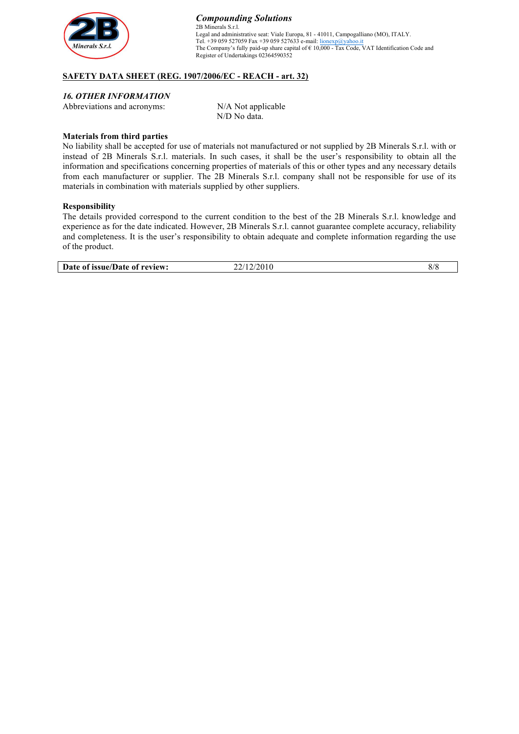## 16. OTHER INFORMATION

Abbreviations and acronyms:

N/A Not applicable
N/D No data.

**Materials from third parties**

No liability shall be accepted for use of materials not manufactured or not supplied by 2B Minerals S.r.l. with or instead of 2B Minerals S.r.l. materials. In such cases, it shall be the user's responsibility to obtain all the information and specifications concerning properties of materials of this or other types and any necessary details from each manufacturer or supplier. The 2B Minerals S.r.l. company shall not be responsible for use of its materials in combination with materials supplied by other suppliers.

**Responsibility**

The details provided correspond to the current condition to the best of the 2B Minerals S.r.l. knowledge and experience as for the date indicated. However, 2B Minerals S.r.l. cannot guarantee complete accuracy, reliability and completeness. It is the user's responsibility to obtain adequate and complete information regarding the use of the product.

| | | |
|---|---|---|
| **Date of issue/Date of review:** | 22/12/2010 | 8/8 |